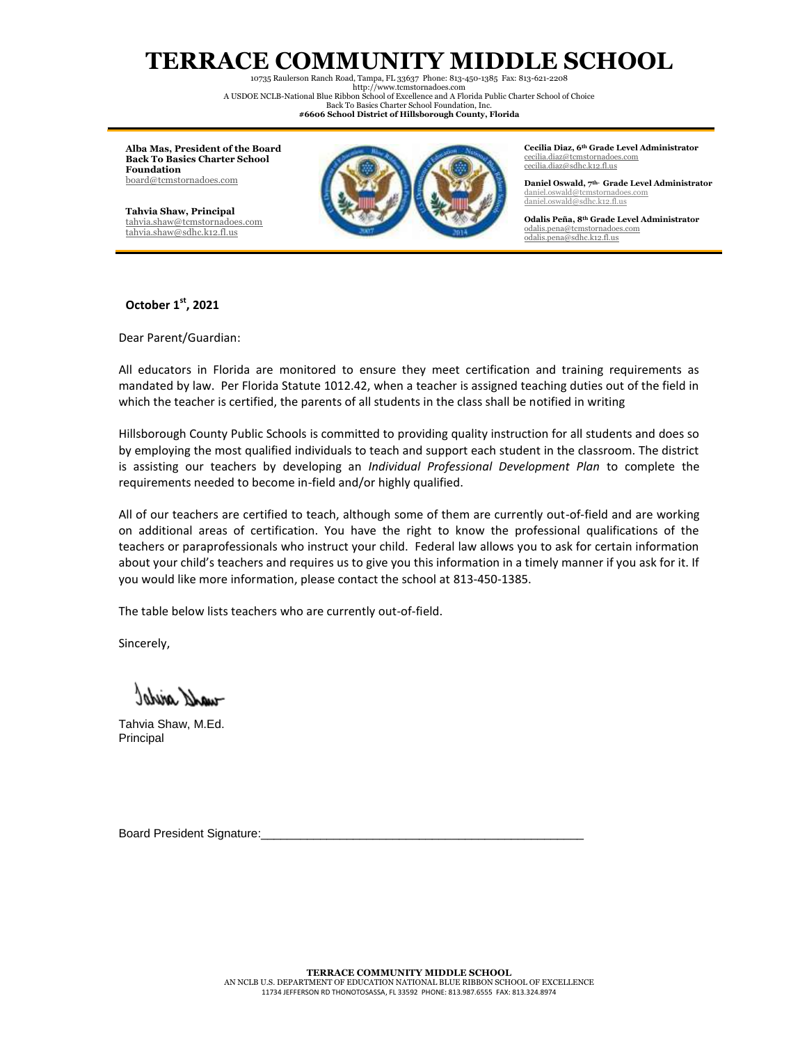# TERRACE COMMUNITY MIDDLE SCHOOL

10735 Raulerson Ranch Road, Tampa, FL 33637 Phone: 813-450-1385 Fax: 813-621-2208
http://www.tcmstornadoes.com
A USDOE NCLB-National Blue Ribbon School of Excellence and A Florida Public Charter School of Choice
Back To Basics Charter School Foundation, Inc.
**#6606 School District of Hillsborough County, Florida**

**Alba Mas, President of the Board**
**Back To Basics Charter School Foundation**
board@tcmstornadoes.com

**Tahvia Shaw, Principal**
tahvia.shaw@tcmstornadoes.com
tahvia.shaw@sdhc.k12.fl.us

**Cecilia Diaz, 6th Grade Level Administrator**
cecilia.diaz@tcmstornadoes.com
cecilia.diaz@sdhc.k12.fl.us

**Daniel Oswald, 7th Grade Level Administrator**
daniel.oswald@tcmstornadoes.com
daniel.oswald@sdhc.k12.fl.us

**Odalis Peña, 8th Grade Level Administrator**
odalis.pena@tcmstornadoes.com
odalis.pena@sdhc.k12.fl.us

**October 1st, 2021**

Dear Parent/Guardian:

All educators in Florida are monitored to ensure they meet certification and training requirements as mandated by law. Per Florida Statute 1012.42, when a teacher is assigned teaching duties out of the field in which the teacher is certified, the parents of all students in the class shall be notified in writing

Hillsborough County Public Schools is committed to providing quality instruction for all students and does so by employing the most qualified individuals to teach and support each student in the classroom. The district is assisting our teachers by developing an *Individual Professional Development Plan* to complete the requirements needed to become in-field and/or highly qualified.

All of our teachers are certified to teach, although some of them are currently out-of-field and are working on additional areas of certification. You have the right to know the professional qualifications of the teachers or paraprofessionals who instruct your child. Federal law allows you to ask for certain information about your child's teachers and requires us to give you this information in a timely manner if you ask for it. If you would like more information, please contact the school at 813-450-1385.

The table below lists teachers who are currently out-of-field.

Sincerely,

Tahvia Shaw, M.Ed.
Principal

Board President Signature:_______________________________________________

**TERRACE COMMUNITY MIDDLE SCHOOL**
AN NCLB U.S. DEPARTMENT OF EDUCATION NATIONAL BLUE RIBBON SCHOOL OF EXCELLENCE
11734 JEFFERSON RD THONOTOSASSA, FL 33592 PHONE: 813.987.6555 FAX: 813.324.8974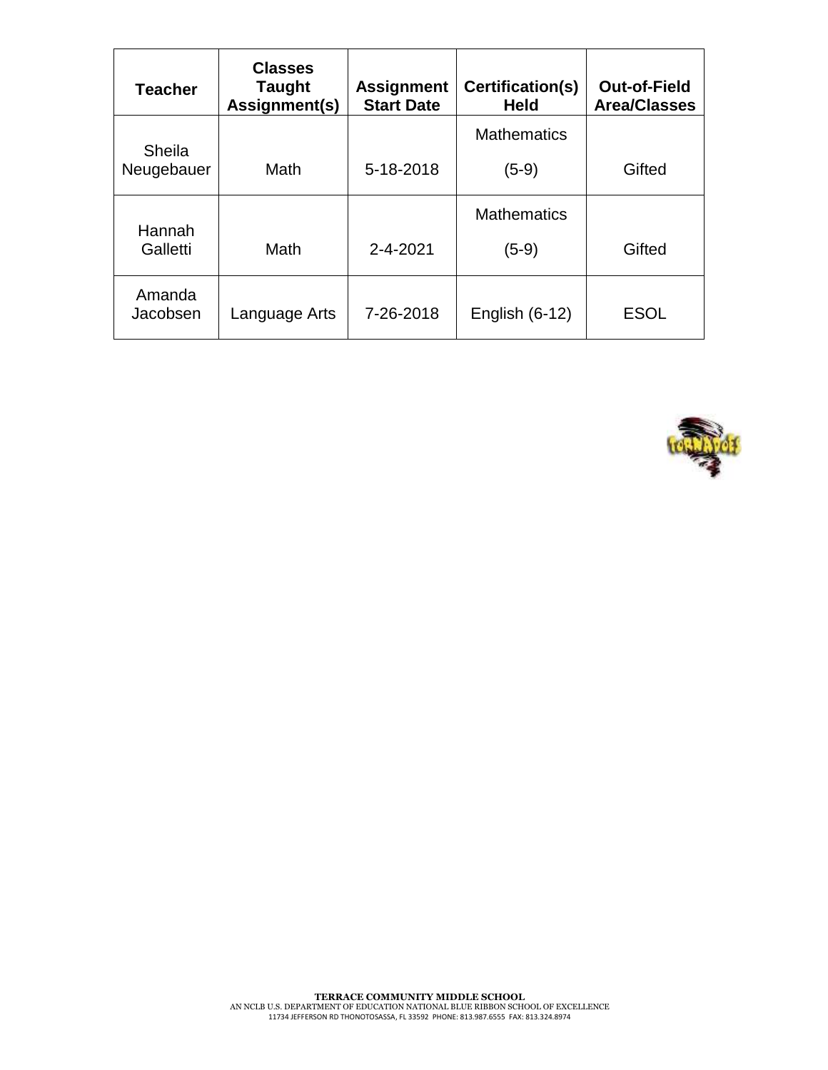| Teacher | Classes Taught Assignment(s) | Assignment Start Date | Certification(s) Held | Out-of-Field Area/Classes |
|---|---|---|---|---|
| Sheila Neugebauer | Math | 5-18-2018 | Mathematics (5-9) | Gifted |
| Hannah Galletti | Math | 2-4-2021 | Mathematics (5-9) | Gifted |
| Amanda Jacobsen | Language Arts | 7-26-2018 | English (6-12) | ESOL |